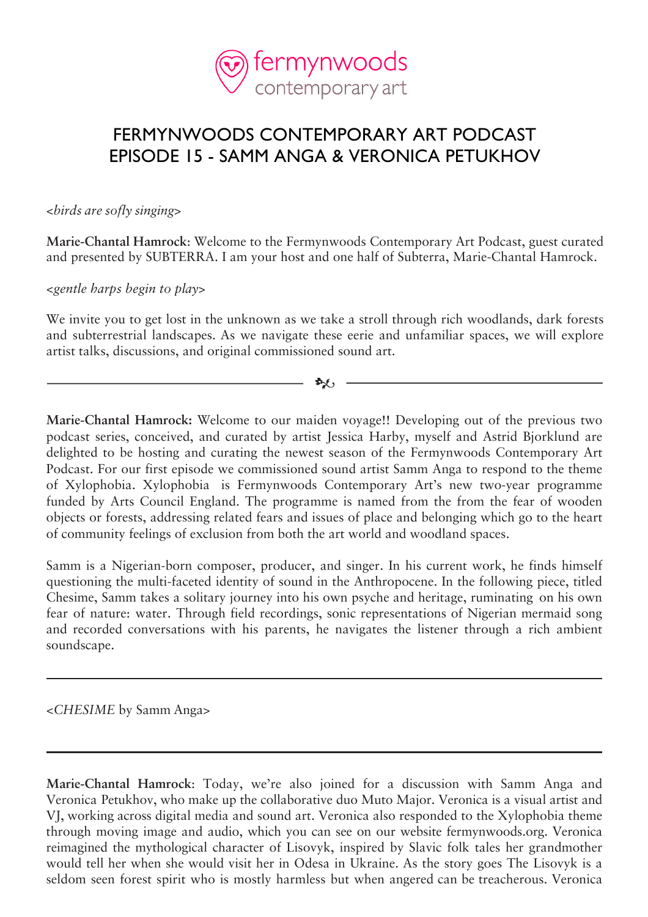fermynwoods contemporary art

# FERMYNWOODS CONTEMPORARY ART PODCAST
# EPISODE 15 - SAMM ANGA & VERONICA PETUKHOV

*<birds are sofly singing>*

**Marie-Chantal Hamrock**: Welcome to the Fermynwoods Contemporary Art Podcast, guest curated and presented by SUBTERRA. I am your host and one half of Subterra, Marie-Chantal Hamrock.

*<gentle harps begin to play>*

We invite you to get lost in the unknown as we take a stroll through rich woodlands, dark forests and subterrestrial landscapes. As we navigate these eerie and unfamiliar spaces, we will explore artist talks, discussions, and original commissioned sound art.

---

**Marie-Chantal Hamrock:** Welcome to our maiden voyage!! Developing out of the previous two podcast series, conceived, and curated by artist Jessica Harby, myself and Astrid Bjorklund are delighted to be hosting and curating the newest season of the Fermynwoods Contemporary Art Podcast. For our first episode we commissioned sound artist Samm Anga to respond to the theme of Xylophobia. Xylophobia is Fermynwoods Contemporary Art's new two-year programme funded by Arts Council England. The programme is named from the from the fear of wooden objects or forests, addressing related fears and issues of place and belonging which go to the heart of community feelings of exclusion from both the art world and woodland spaces.

Samm is a Nigerian-born composer, producer, and singer. In his current work, he finds himself questioning the multi-faceted identity of sound in the Anthropocene. In the following piece, titled Chesime, Samm takes a solitary journey into his own psyche and heritage, ruminating on his own fear of nature: water. Through field recordings, sonic representations of Nigerian mermaid song and recorded conversations with his parents, he navigates the listener through a rich ambient soundscape.

---

<*CHESIME* by Samm Anga>

---

**Marie-Chantal Hamrock**: Today, we're also joined for a discussion with Samm Anga and Veronica Petukhov, who make up the collaborative duo Muto Major. Veronica is a visual artist and VJ, working across digital media and sound art. Veronica also responded to the Xylophobia theme through moving image and audio, which you can see on our website fermynwoods.org. Veronica reimagined the mythological character of Lisovyk, inspired by Slavic folk tales her grandmother would tell her when she would visit her in Odesa in Ukraine. As the story goes The Lisovyk is a seldom seen forest spirit who is mostly harmless but when angered can be treacherous. Veronica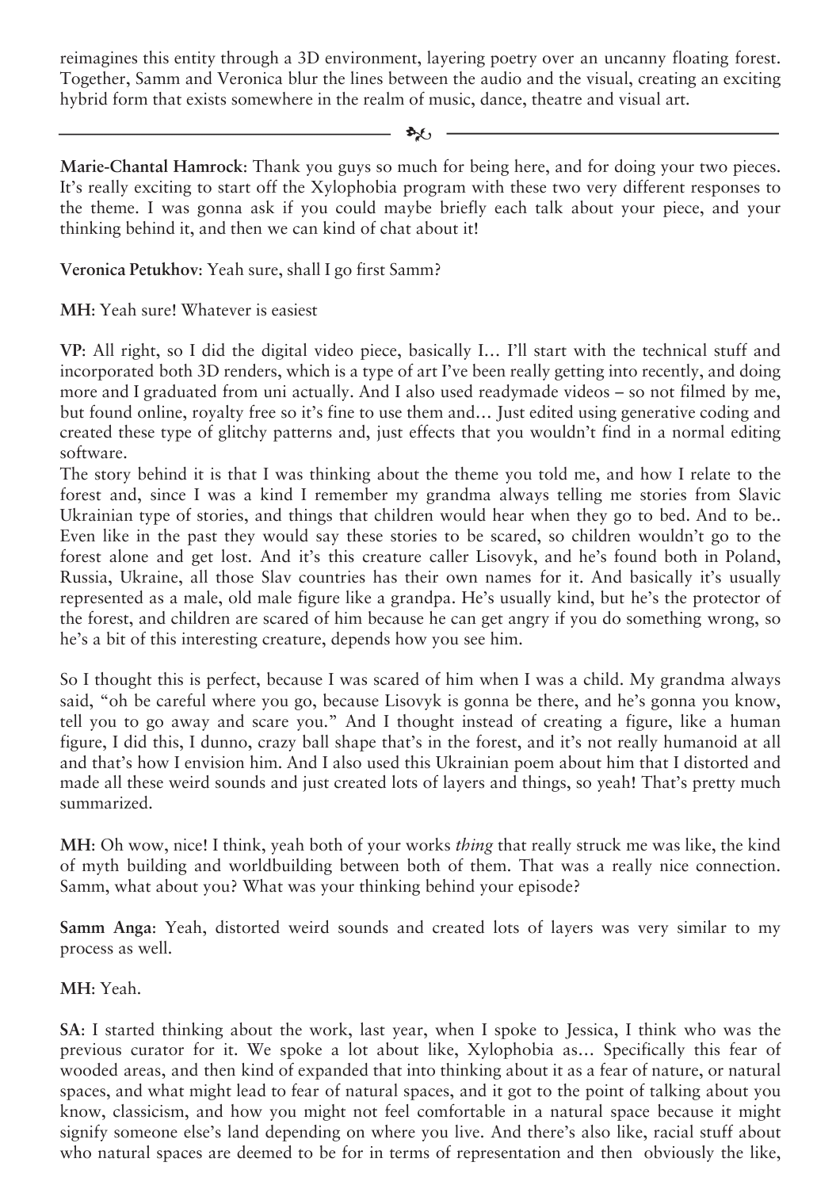reimagines this entity through a 3D environment, layering poetry over an uncanny floating forest. Together, Samm and Veronica blur the lines between the audio and the visual, creating an exciting hybrid form that exists somewhere in the realm of music, dance, theatre and visual art.

---

**Marie-Chantal Hamrock**: Thank you guys so much for being here, and for doing your two pieces. It's really exciting to start off the Xylophobia program with these two very different responses to the theme. I was gonna ask if you could maybe briefly each talk about your piece, and your thinking behind it, and then we can kind of chat about it!

**Veronica Petukhov**: Yeah sure, shall I go first Samm?

**MH**: Yeah sure! Whatever is easiest

**VP**: All right, so I did the digital video piece, basically I… I'll start with the technical stuff and incorporated both 3D renders, which is a type of art I've been really getting into recently, and doing more and I graduated from uni actually. And I also used readymade videos – so not filmed by me, but found online, royalty free so it's fine to use them and… Just edited using generative coding and created these type of glitchy patterns and, just effects that you wouldn't find in a normal editing software.
The story behind it is that I was thinking about the theme you told me, and how I relate to the forest and, since I was a kind I remember my grandma always telling me stories from Slavic Ukrainian type of stories, and things that children would hear when they go to bed. And to be.. Even like in the past they would say these stories to be scared, so children wouldn't go to the forest alone and get lost. And it's this creature caller Lisovyk, and he's found both in Poland, Russia, Ukraine, all those Slav countries has their own names for it. And basically it's usually represented as a male, old male figure like a grandpa. He's usually kind, but he's the protector of the forest, and children are scared of him because he can get angry if you do something wrong, so he's a bit of this interesting creature, depends how you see him.

So I thought this is perfect, because I was scared of him when I was a child. My grandma always said, "oh be careful where you go, because Lisovyk is gonna be there, and he's gonna you know, tell you to go away and scare you." And I thought instead of creating a figure, like a human figure, I did this, I dunno, crazy ball shape that's in the forest, and it's not really humanoid at all and that's how I envision him. And I also used this Ukrainian poem about him that I distorted and made all these weird sounds and just created lots of layers and things, so yeah! That's pretty much summarized.

**MH**: Oh wow, nice! I think, yeah both of your works *thing* that really struck me was like, the kind of myth building and worldbuilding between both of them. That was a really nice connection. Samm, what about you? What was your thinking behind your episode?

**Samm Anga**: Yeah, distorted weird sounds and created lots of layers was very similar to my process as well.

**MH**: Yeah.

**SA**: I started thinking about the work, last year, when I spoke to Jessica, I think who was the previous curator for it. We spoke a lot about like, Xylophobia as… Specifically this fear of wooded areas, and then kind of expanded that into thinking about it as a fear of nature, or natural spaces, and what might lead to fear of natural spaces, and it got to the point of talking about you know, classicism, and how you might not feel comfortable in a natural space because it might signify someone else's land depending on where you live. And there's also like, racial stuff about who natural spaces are deemed to be for in terms of representation and then obviously the like,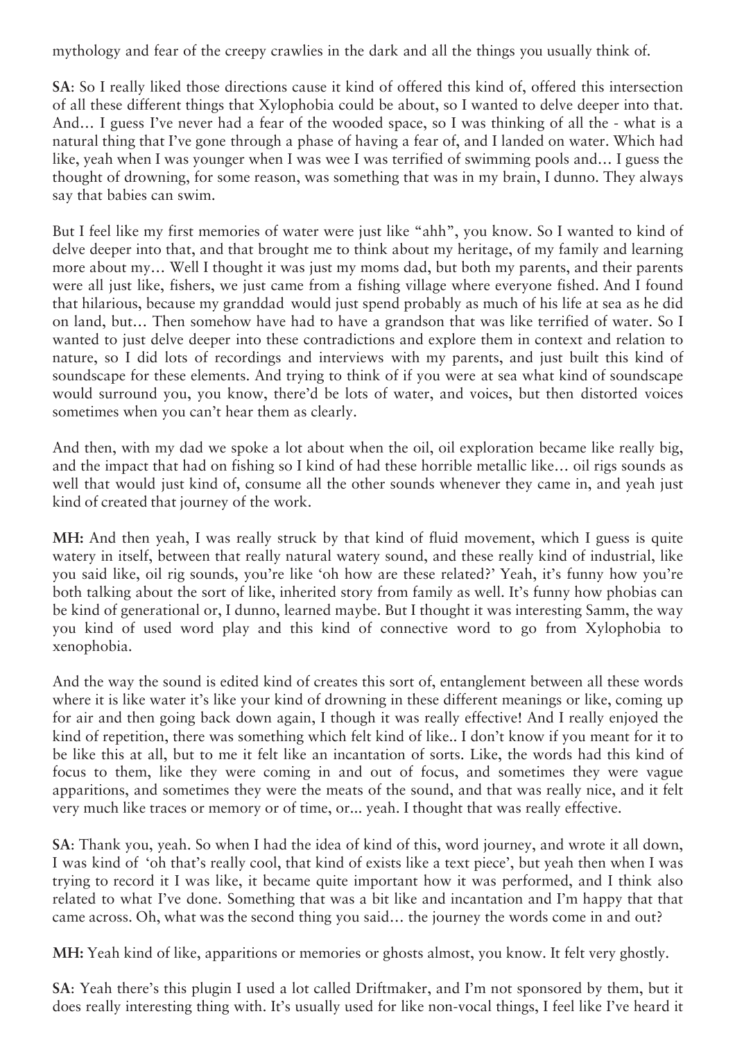mythology and fear of the creepy crawlies in the dark and all the things you usually think of.

**SA**: So I really liked those directions cause it kind of offered this kind of, offered this intersection of all these different things that Xylophobia could be about, so I wanted to delve deeper into that. And… I guess I've never had a fear of the wooded space, so I was thinking of all the - what is a natural thing that I've gone through a phase of having a fear of, and I landed on water. Which had like, yeah when I was younger when I was wee I was terrified of swimming pools and… I guess the thought of drowning, for some reason, was something that was in my brain, I dunno. They always say that babies can swim.

But I feel like my first memories of water were just like "ahh", you know. So I wanted to kind of delve deeper into that, and that brought me to think about my heritage, of my family and learning more about my… Well I thought it was just my moms dad, but both my parents, and their parents were all just like, fishers, we just came from a fishing village where everyone fished. And I found that hilarious, because my granddad would just spend probably as much of his life at sea as he did on land, but… Then somehow have had to have a grandson that was like terrified of water. So I wanted to just delve deeper into these contradictions and explore them in context and relation to nature, so I did lots of recordings and interviews with my parents, and just built this kind of soundscape for these elements. And trying to think of if you were at sea what kind of soundscape would surround you, you know, there'd be lots of water, and voices, but then distorted voices sometimes when you can't hear them as clearly.

And then, with my dad we spoke a lot about when the oil, oil exploration became like really big, and the impact that had on fishing so I kind of had these horrible metallic like… oil rigs sounds as well that would just kind of, consume all the other sounds whenever they came in, and yeah just kind of created that journey of the work.

**MH:** And then yeah, I was really struck by that kind of fluid movement, which I guess is quite watery in itself, between that really natural watery sound, and these really kind of industrial, like you said like, oil rig sounds, you're like 'oh how are these related?' Yeah, it's funny how you're both talking about the sort of like, inherited story from family as well. It's funny how phobias can be kind of generational or, I dunno, learned maybe. But I thought it was interesting Samm, the way you kind of used word play and this kind of connective word to go from Xylophobia to xenophobia.

And the way the sound is edited kind of creates this sort of, entanglement between all these words where it is like water it's like your kind of drowning in these different meanings or like, coming up for air and then going back down again, I though it was really effective! And I really enjoyed the kind of repetition, there was something which felt kind of like.. I don't know if you meant for it to be like this at all, but to me it felt like an incantation of sorts. Like, the words had this kind of focus to them, like they were coming in and out of focus, and sometimes they were vague apparitions, and sometimes they were the meats of the sound, and that was really nice, and it felt very much like traces or memory or of time, or... yeah. I thought that was really effective.

**SA**: Thank you, yeah. So when I had the idea of kind of this, word journey, and wrote it all down, I was kind of 'oh that's really cool, that kind of exists like a text piece', but yeah then when I was trying to record it I was like, it became quite important how it was performed, and I think also related to what I've done. Something that was a bit like and incantation and I'm happy that that came across. Oh, what was the second thing you said… the journey the words come in and out?

**MH:** Yeah kind of like, apparitions or memories or ghosts almost, you know. It felt very ghostly.

**SA**: Yeah there's this plugin I used a lot called Driftmaker, and I'm not sponsored by them, but it does really interesting thing with. It's usually used for like non-vocal things, I feel like I've heard it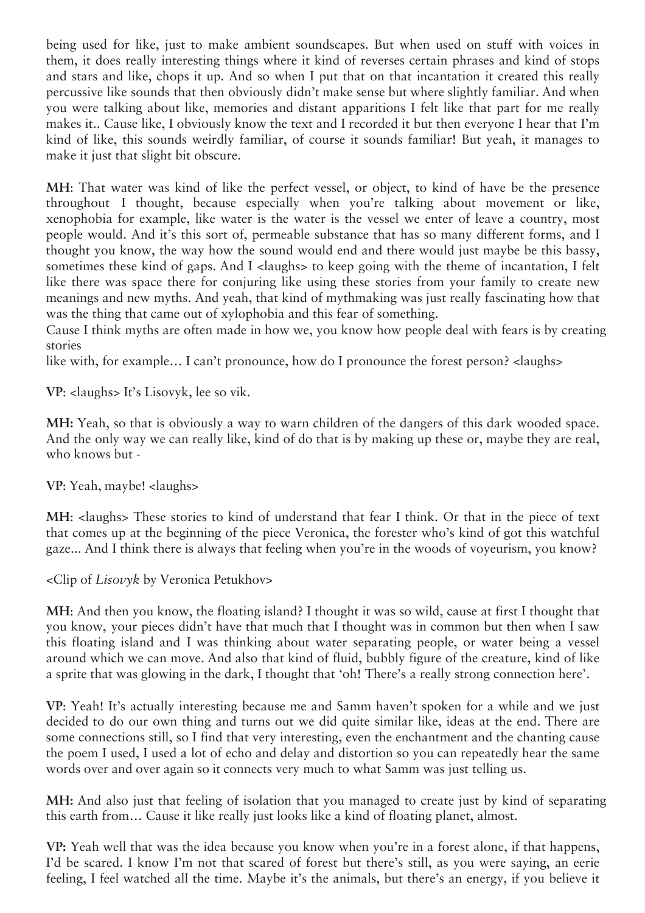being used for like, just to make ambient soundscapes. But when used on stuff with voices in them, it does really interesting things where it kind of reverses certain phrases and kind of stops and stars and like, chops it up. And so when I put that on that incantation it created this really percussive like sounds that then obviously didn't make sense but where slightly familiar. And when you were talking about like, memories and distant apparitions I felt like that part for me really makes it.. Cause like, I obviously know the text and I recorded it but then everyone I hear that I'm kind of like, this sounds weirdly familiar, of course it sounds familiar! But yeah, it manages to make it just that slight bit obscure.

**MH**: That water was kind of like the perfect vessel, or object, to kind of have be the presence throughout I thought, because especially when you're talking about movement or like, xenophobia for example, like water is the water is the vessel we enter of leave a country, most people would. And it's this sort of, permeable substance that has so many different forms, and I thought you know, the way how the sound would end and there would just maybe be this bassy, sometimes these kind of gaps. And I <laughs> to keep going with the theme of incantation, I felt like there was space there for conjuring like using these stories from your family to create new meanings and new myths. And yeah, that kind of mythmaking was just really fascinating how that was the thing that came out of xylophobia and this fear of something.
Cause I think myths are often made in how we, you know how people deal with fears is by creating stories
like with, for example… I can't pronounce, how do I pronounce the forest person? <laughs>

**VP**: <laughs> It's Lisovyk, lee so vik.

**MH:** Yeah, so that is obviously a way to warn children of the dangers of this dark wooded space. And the only way we can really like, kind of do that is by making up these or, maybe they are real, who knows but -

**VP**: Yeah, maybe! <laughs>

**MH**: <laughs> These stories to kind of understand that fear I think. Or that in the piece of text that comes up at the beginning of the piece Veronica, the forester who's kind of got this watchful gaze... And I think there is always that feeling when you're in the woods of voyeurism, you know?

<Clip of *Lisovyk* by Veronica Petukhov>

**MH**: And then you know, the floating island? I thought it was so wild, cause at first I thought that you know, your pieces didn't have that much that I thought was in common but then when I saw this floating island and I was thinking about water separating people, or water being a vessel around which we can move. And also that kind of fluid, bubbly figure of the creature, kind of like a sprite that was glowing in the dark, I thought that 'oh! There's a really strong connection here'.

**VP**: Yeah! It's actually interesting because me and Samm haven't spoken for a while and we just decided to do our own thing and turns out we did quite similar like, ideas at the end. There are some connections still, so I find that very interesting, even the enchantment and the chanting cause the poem I used, I used a lot of echo and delay and distortion so you can repeatedly hear the same words over and over again so it connects very much to what Samm was just telling us.

**MH:** And also just that feeling of isolation that you managed to create just by kind of separating this earth from… Cause it like really just looks like a kind of floating planet, almost.

**VP:** Yeah well that was the idea because you know when you're in a forest alone, if that happens, I'd be scared. I know I'm not that scared of forest but there's still, as you were saying, an eerie feeling, I feel watched all the time. Maybe it's the animals, but there's an energy, if you believe it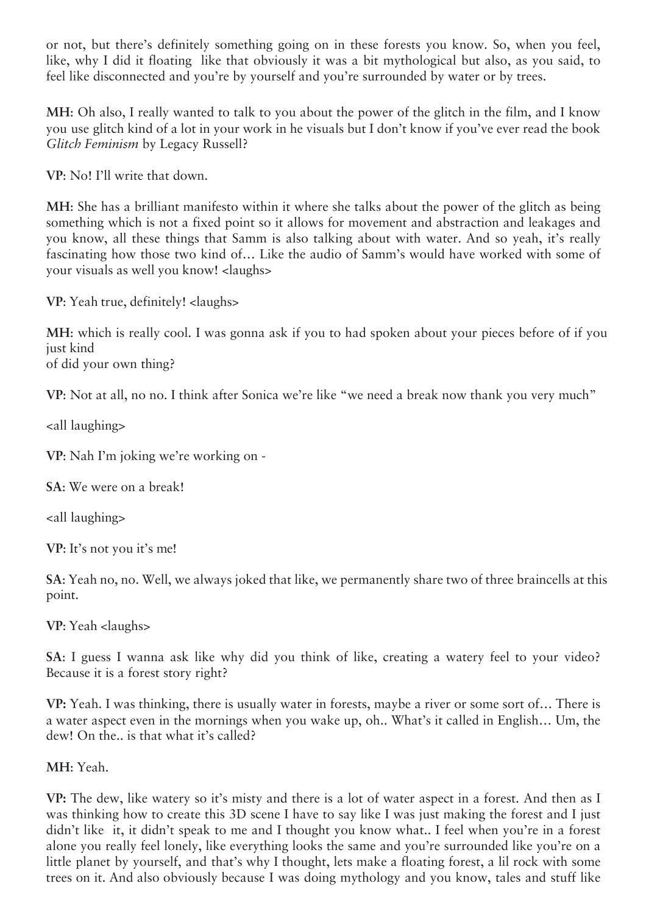or not, but there's definitely something going on in these forests you know. So, when you feel, like, why I did it floating like that obviously it was a bit mythological but also, as you said, to feel like disconnected and you're by yourself and you're surrounded by water or by trees.

**MH**: Oh also, I really wanted to talk to you about the power of the glitch in the film, and I know you use glitch kind of a lot in your work in he visuals but I don't know if you've ever read the book *Glitch Feminism* by Legacy Russell?

**VP**: No! I'll write that down.

**MH**: She has a brilliant manifesto within it where she talks about the power of the glitch as being something which is not a fixed point so it allows for movement and abstraction and leakages and you know, all these things that Samm is also talking about with water. And so yeah, it's really fascinating how those two kind of… Like the audio of Samm's would have worked with some of your visuals as well you know! <laughs>

**VP**: Yeah true, definitely! <laughs>

**MH**: which is really cool. I was gonna ask if you to had spoken about your pieces before of if you just kind
of did your own thing?

**VP**: Not at all, no no. I think after Sonica we're like "we need a break now thank you very much"

<all laughing>

**VP**: Nah I'm joking we're working on -

**SA**: We were on a break!

<all laughing>

**VP**: It's not you it's me!

**SA**: Yeah no, no. Well, we always joked that like, we permanently share two of three braincells at this point.

**VP**: Yeah <laughs>

**SA**: I guess I wanna ask like why did you think of like, creating a watery feel to your video? Because it is a forest story right?

**VP:** Yeah. I was thinking, there is usually water in forests, maybe a river or some sort of… There is a water aspect even in the mornings when you wake up, oh.. What's it called in English… Um, the dew! On the.. is that what it's called?

**MH**: Yeah.

**VP:** The dew, like watery so it's misty and there is a lot of water aspect in a forest. And then as I was thinking how to create this 3D scene I have to say like I was just making the forest and I just didn't like it, it didn't speak to me and I thought you know what.. I feel when you're in a forest alone you really feel lonely, like everything looks the same and you're surrounded like you're on a little planet by yourself, and that's why I thought, lets make a floating forest, a lil rock with some trees on it. And also obviously because I was doing mythology and you know, tales and stuff like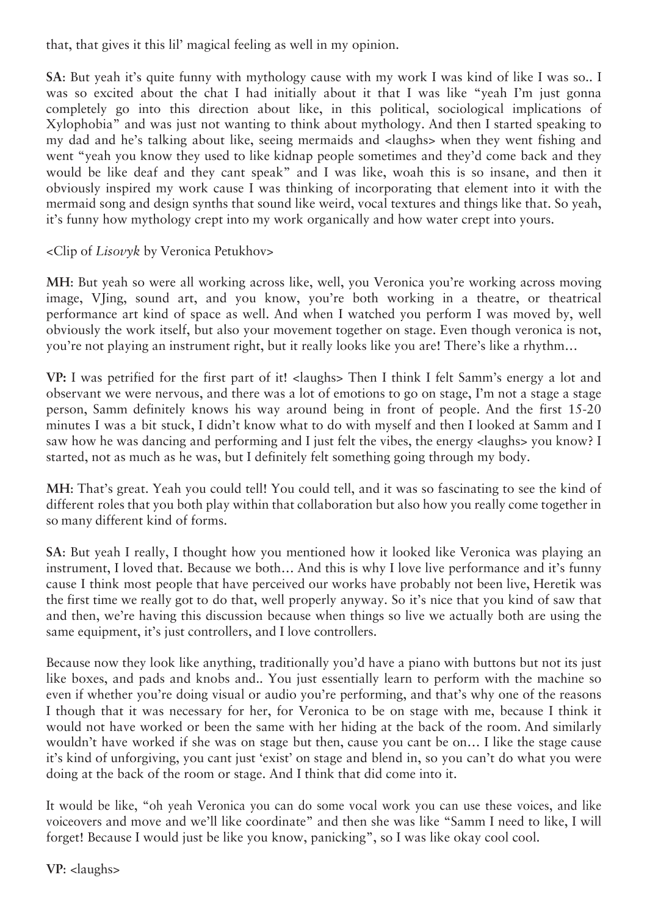that, that gives it this lil' magical feeling as well in my opinion.

**SA**: But yeah it's quite funny with mythology cause with my work I was kind of like I was so.. I was so excited about the chat I had initially about it that I was like "yeah I'm just gonna completely go into this direction about like, in this political, sociological implications of Xylophobia" and was just not wanting to think about mythology. And then I started speaking to my dad and he's talking about like, seeing mermaids and <laughs> when they went fishing and went "yeah you know they used to like kidnap people sometimes and they'd come back and they would be like deaf and they cant speak" and I was like, woah this is so insane, and then it obviously inspired my work cause I was thinking of incorporating that element into it with the mermaid song and design synths that sound like weird, vocal textures and things like that. So yeah, it's funny how mythology crept into my work organically and how water crept into yours.

<Clip of *Lisovyk* by Veronica Petukhov>

**MH**: But yeah so were all working across like, well, you Veronica you're working across moving image, VJing, sound art, and you know, you're both working in a theatre, or theatrical performance art kind of space as well. And when I watched you perform I was moved by, well obviously the work itself, but also your movement together on stage. Even though veronica is not, you're not playing an instrument right, but it really looks like you are! There's like a rhythm…

**VP:** I was petrified for the first part of it! <laughs> Then I think I felt Samm's energy a lot and observant we were nervous, and there was a lot of emotions to go on stage, I'm not a stage a stage person, Samm definitely knows his way around being in front of people. And the first 15-20 minutes I was a bit stuck, I didn't know what to do with myself and then I looked at Samm and I saw how he was dancing and performing and I just felt the vibes, the energy <laughs> you know? I started, not as much as he was, but I definitely felt something going through my body.

**MH**: That's great. Yeah you could tell! You could tell, and it was so fascinating to see the kind of different roles that you both play within that collaboration but also how you really come together in so many different kind of forms.

**SA**: But yeah I really, I thought how you mentioned how it looked like Veronica was playing an instrument, I loved that. Because we both… And this is why I love live performance and it's funny cause I think most people that have perceived our works have probably not been live, Heretik was the first time we really got to do that, well properly anyway. So it's nice that you kind of saw that and then, we're having this discussion because when things so live we actually both are using the same equipment, it's just controllers, and I love controllers.

Because now they look like anything, traditionally you'd have a piano with buttons but not its just like boxes, and pads and knobs and.. You just essentially learn to perform with the machine so even if whether you're doing visual or audio you're performing, and that's why one of the reasons I though that it was necessary for her, for Veronica to be on stage with me, because I think it would not have worked or been the same with her hiding at the back of the room. And similarly wouldn't have worked if she was on stage but then, cause you cant be on… I like the stage cause it's kind of unforgiving, you cant just 'exist' on stage and blend in, so you can't do what you were doing at the back of the room or stage. And I think that did come into it.

It would be like, "oh yeah Veronica you can do some vocal work you can use these voices, and like voiceovers and move and we'll like coordinate" and then she was like "Samm I need to like, I will forget! Because I would just be like you know, panicking", so I was like okay cool cool.

**VP**: <laughs>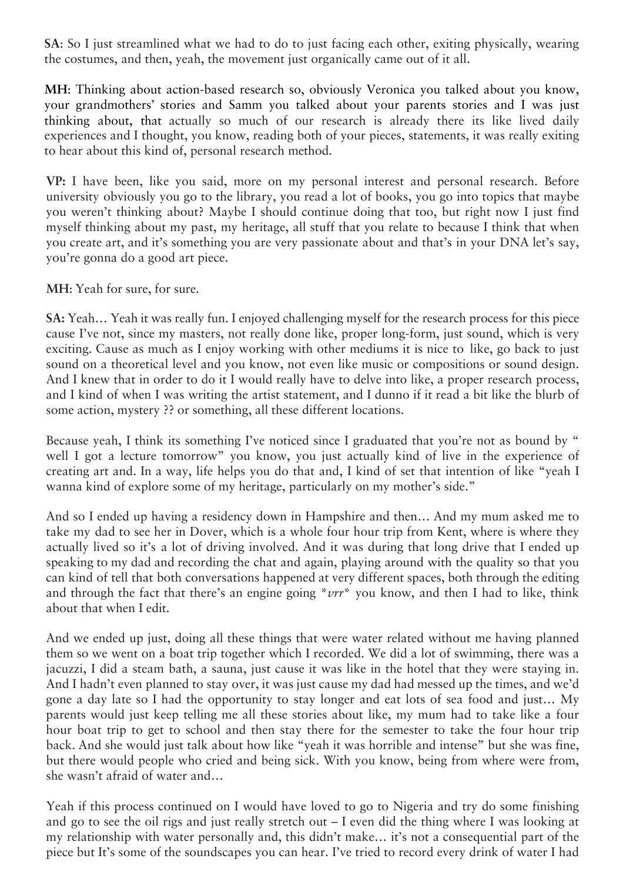**SA**: So I just streamlined what we had to do to just facing each other, exiting physically, wearing the costumes, and then, yeah, the movement just organically came out of it all.

**MH**: Thinking about action-based research so, obviously Veronica you talked about you know, your grandmothers' stories and Samm you talked about your parents stories and I was just thinking about, that actually so much of our research is already there its like lived daily experiences and I thought, you know, reading both of your pieces, statements, it was really exiting to hear about this kind of, personal research method.

**VP:** I have been, like you said, more on my personal interest and personal research. Before university obviously you go to the library, you read a lot of books, you go into topics that maybe you weren't thinking about? Maybe I should continue doing that too, but right now I just find myself thinking about my past, my heritage, all stuff that you relate to because I think that when you create art, and it's something you are very passionate about and that's in your DNA let's say, you're gonna do a good art piece.

**MH**: Yeah for sure, for sure.

**SA:** Yeah… Yeah it was really fun. I enjoyed challenging myself for the research process for this piece cause I've not, since my masters, not really done like, proper long-form, just sound, which is very exciting. Cause as much as I enjoy working with other mediums it is nice to like, go back to just sound on a theoretical level and you know, not even like music or compositions or sound design. And I knew that in order to do it I would really have to delve into like, a proper research process, and I kind of when I was writing the artist statement, and I dunno if it read a bit like the blurb of some action, mystery ?? or something, all these different locations.

Because yeah, I think its something I've noticed since I graduated that you're not as bound by " well I got a lecture tomorrow" you know, you just actually kind of live in the experience of creating art and. In a way, life helps you do that and, I kind of set that intention of like "yeah I wanna kind of explore some of my heritage, particularly on my mother's side."

And so I ended up having a residency down in Hampshire and then… And my mum asked me to take my dad to see her in Dover, which is a whole four hour trip from Kent, where is where they actually lived so it's a lot of driving involved. And it was during that long drive that I ended up speaking to my dad and recording the chat and again, playing around with the quality so that you can kind of tell that both conversations happened at very different spaces, both through the editing and through the fact that there's an engine going **vrr** you know, and then I had to like, think about that when I edit.

And we ended up just, doing all these things that were water related without me having planned them so we went on a boat trip together which I recorded. We did a lot of swimming, there was a jacuzzi, I did a steam bath, a sauna, just cause it was like in the hotel that they were staying in. And I hadn't even planned to stay over, it was just cause my dad had messed up the times, and we'd gone a day late so I had the opportunity to stay longer and eat lots of sea food and just… My parents would just keep telling me all these stories about like, my mum had to take like a four hour boat trip to get to school and then stay there for the semester to take the four hour trip back. And she would just talk about how like "yeah it was horrible and intense" but she was fine, but there would people who cried and being sick. With you know, being from where were from, she wasn't afraid of water and…

Yeah if this process continued on I would have loved to go to Nigeria and try do some finishing and go to see the oil rigs and just really stretch out – I even did the thing where I was looking at my relationship with water personally and, this didn't make… it's not a consequential part of the piece but It's some of the soundscapes you can hear. I've tried to record every drink of water I had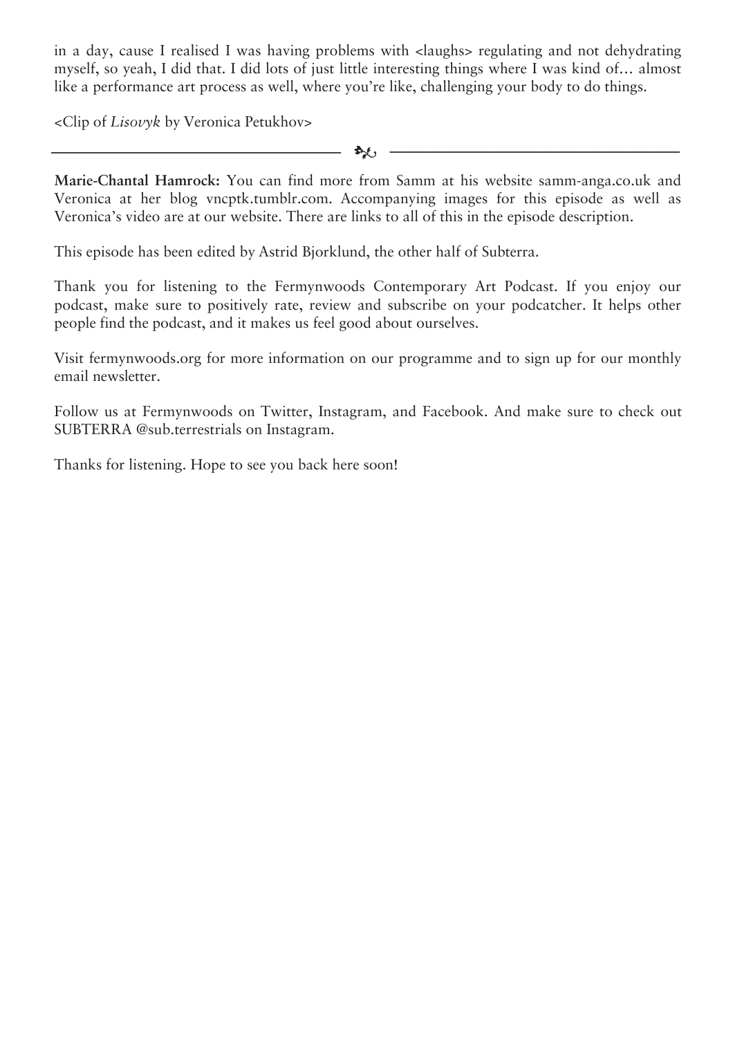in a day, cause I realised I was having problems with <laughs> regulating and not dehydrating myself, so yeah, I did that. I did lots of just little interesting things where I was kind of… almost like a performance art process as well, where you're like, challenging your body to do things.

<Clip of *Lisovyk* by Veronica Petukhov>

---

**Marie-Chantal Hamrock:** You can find more from Samm at his website samm-anga.co.uk and Veronica at her blog vncptk.tumblr.com. Accompanying images for this episode as well as Veronica's video are at our website. There are links to all of this in the episode description.

This episode has been edited by Astrid Bjorklund, the other half of Subterra.

Thank you for listening to the Fermynwoods Contemporary Art Podcast. If you enjoy our podcast, make sure to positively rate, review and subscribe on your podcatcher. It helps other people find the podcast, and it makes us feel good about ourselves.

Visit fermynwoods.org for more information on our programme and to sign up for our monthly email newsletter.

Follow us at Fermynwoods on Twitter, Instagram, and Facebook. And make sure to check out SUBTERRA @sub.terrestrials on Instagram.

Thanks for listening. Hope to see you back here soon!